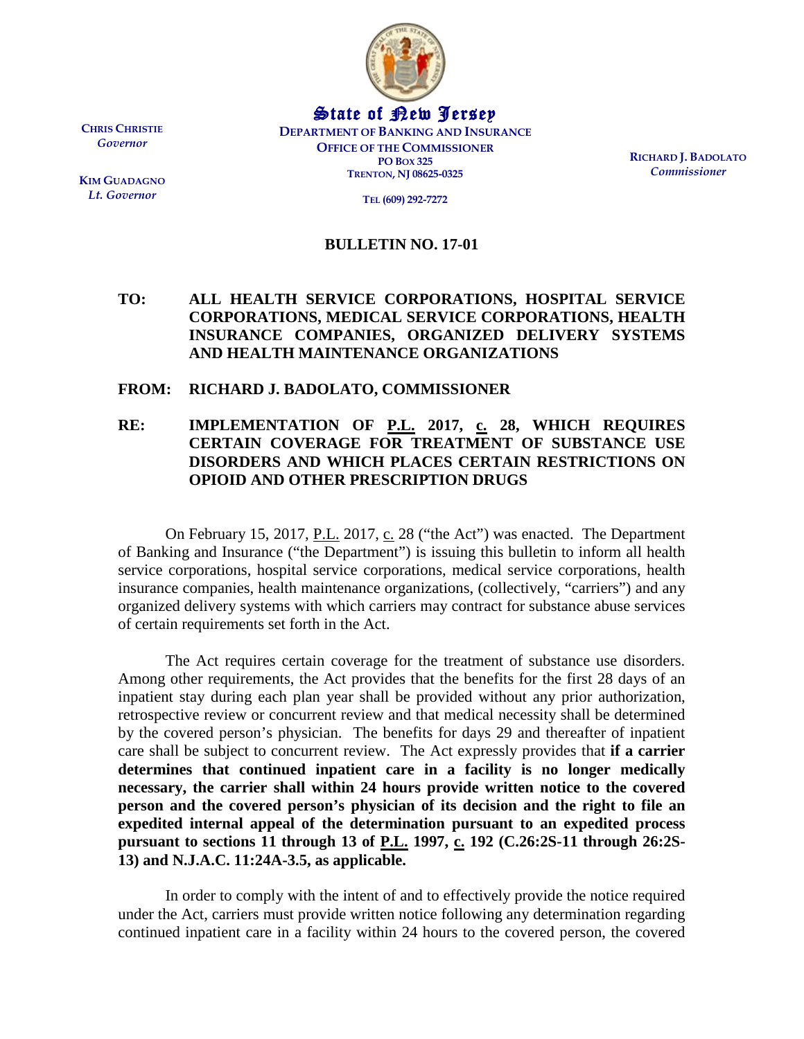**CHRIS CHRISTIE**
*Governor*

**KIM GUADAGNO**
*Lt. Governor*

State of New Jersey
**DEPARTMENT OF BANKING AND INSURANCE**
**OFFICE OF THE COMMISSIONER**
**PO BOX 325**
**TRENTON, NJ 08625-0325**

**TEL (609) 292-7272**

**RICHARD J. BADOLATO**
*Commissioner*

## BULLETIN NO. 17-01

**TO:** **ALL HEALTH SERVICE CORPORATIONS, HOSPITAL SERVICE CORPORATIONS, MEDICAL SERVICE CORPORATIONS, HEALTH INSURANCE COMPANIES, ORGANIZED DELIVERY SYSTEMS AND HEALTH MAINTENANCE ORGANIZATIONS**

**FROM:** **RICHARD J. BADOLATO, COMMISSIONER**

**RE:** **IMPLEMENTATION OF P.L. 2017, c. 28, WHICH REQUIRES CERTAIN COVERAGE FOR TREATMENT OF SUBSTANCE USE DISORDERS AND WHICH PLACES CERTAIN RESTRICTIONS ON OPIOID AND OTHER PRESCRIPTION DRUGS**

On February 15, 2017, P.L. 2017, c. 28 ("the Act") was enacted. The Department of Banking and Insurance ("the Department") is issuing this bulletin to inform all health service corporations, hospital service corporations, medical service corporations, health insurance companies, health maintenance organizations, (collectively, "carriers") and any organized delivery systems with which carriers may contract for substance abuse services of certain requirements set forth in the Act.

The Act requires certain coverage for the treatment of substance use disorders. Among other requirements, the Act provides that the benefits for the first 28 days of an inpatient stay during each plan year shall be provided without any prior authorization, retrospective review or concurrent review and that medical necessity shall be determined by the covered person's physician. The benefits for days 29 and thereafter of inpatient care shall be subject to concurrent review. The Act expressly provides that **if a carrier determines that continued inpatient care in a facility is no longer medically necessary, the carrier shall within 24 hours provide written notice to the covered person and the covered person's physician of its decision and the right to file an expedited internal appeal of the determination pursuant to an expedited process pursuant to sections 11 through 13 of P.L. 1997, c. 192 (C.26:2S-11 through 26:2S-13) and N.J.A.C. 11:24A-3.5, as applicable.**

In order to comply with the intent of and to effectively provide the notice required under the Act, carriers must provide written notice following any determination regarding continued inpatient care in a facility within 24 hours to the covered person, the covered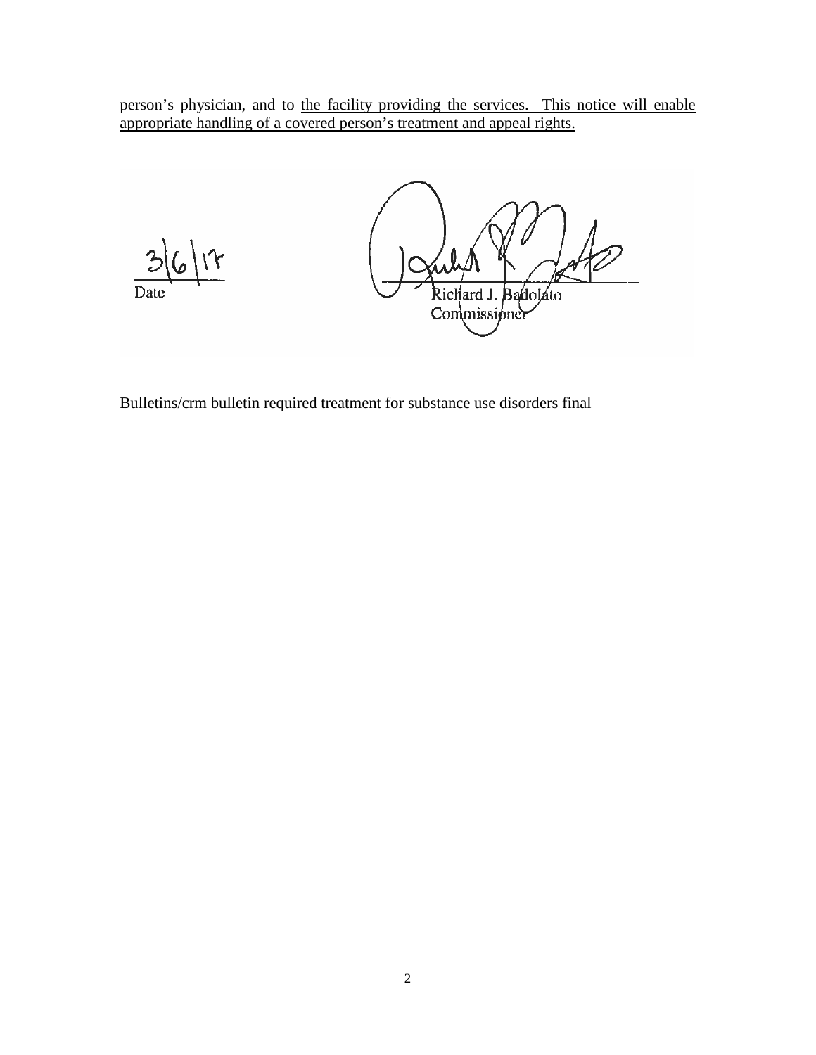person's physician, and to <u>the facility providing the services. This notice will enable appropriate handling of a covered person's treatment and appeal rights.</u>

3/6/17
Date

Richard J. Badolato
Commissioner

Bulletins/crm bulletin required treatment for substance use disorders final